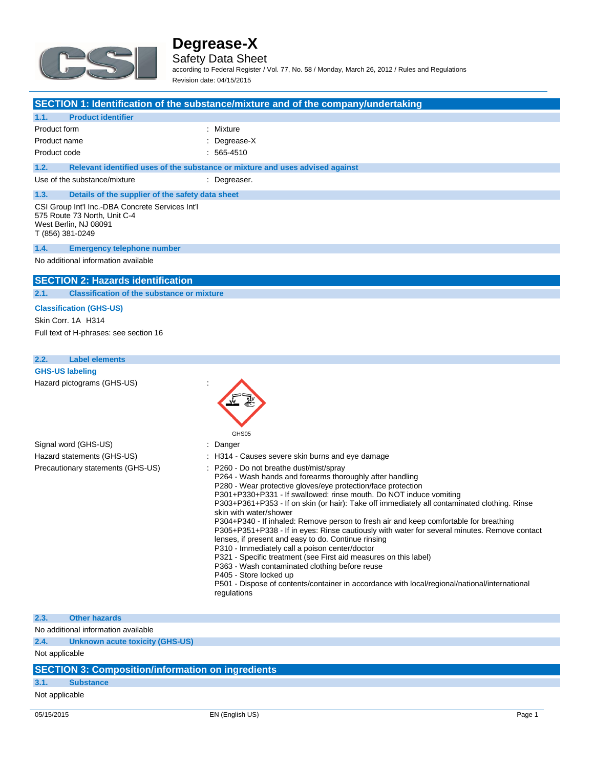# Degrease-X

## Safety Data Sheet

according to Federal Register / Vol. 77, No. 58 / Monday, March 26, 2012 / Rules and Regulations

Revision date: 04/15/2015

## SECTION 1: Identification of the substance/mixture and of the company/undertaking

### 1.1. Product identifier

| | |
|---|---|
| Product form | : Mixture |
| Product name | : Degrease-X |
| Product code | : 565-4510 |

### 1.2. Relevant identified uses of the substance or mixture and uses advised against

| | |
|---|---|
| Use of the substance/mixture | : Degreaser. |

### 1.3. Details of the supplier of the safety data sheet

CSI Group Int'l Inc.-DBA Concrete Services Int'l
575 Route 73 North, Unit C-4
West Berlin, NJ 08091
T (856) 381-0249

### 1.4. Emergency telephone number

No additional information available

## SECTION 2: Hazards identification

### 2.1. Classification of the substance or mixture

**Classification (GHS-US)**

Skin Corr. 1A H314

Full text of H-phrases: see section 16

### 2.2. Label elements

**GHS-US labeling**

Hazard pictograms (GHS-US) :

GHS05

Signal word (GHS-US) : Danger

Hazard statements (GHS-US) : H314 - Causes severe skin burns and eye damage

Precautionary statements (GHS-US) :
- P260 - Do not breathe dust/mist/spray
- P264 - Wash hands and forearms thoroughly after handling
- P280 - Wear protective gloves/eye protection/face protection
- P301+P330+P331 - If swallowed: rinse mouth. Do NOT induce vomiting
- P303+P361+P353 - If on skin (or hair): Take off immediately all contaminated clothing. Rinse skin with water/shower
- P304+P340 - If inhaled: Remove person to fresh air and keep comfortable for breathing
- P305+P351+P338 - If in eyes: Rinse cautiously with water for several minutes. Remove contact lenses, if present and easy to do. Continue rinsing
- P310 - Immediately call a poison center/doctor
- P321 - Specific treatment (see First aid measures on this label)
- P363 - Wash contaminated clothing before reuse
- P405 - Store locked up
- P501 - Dispose of contents/container in accordance with local/regional/national/international regulations

### 2.3. Other hazards

No additional information available

### 2.4. Unknown acute toxicity (GHS-US)

Not applicable

## SECTION 3: Composition/information on ingredients

### 3.1. Substance

Not applicable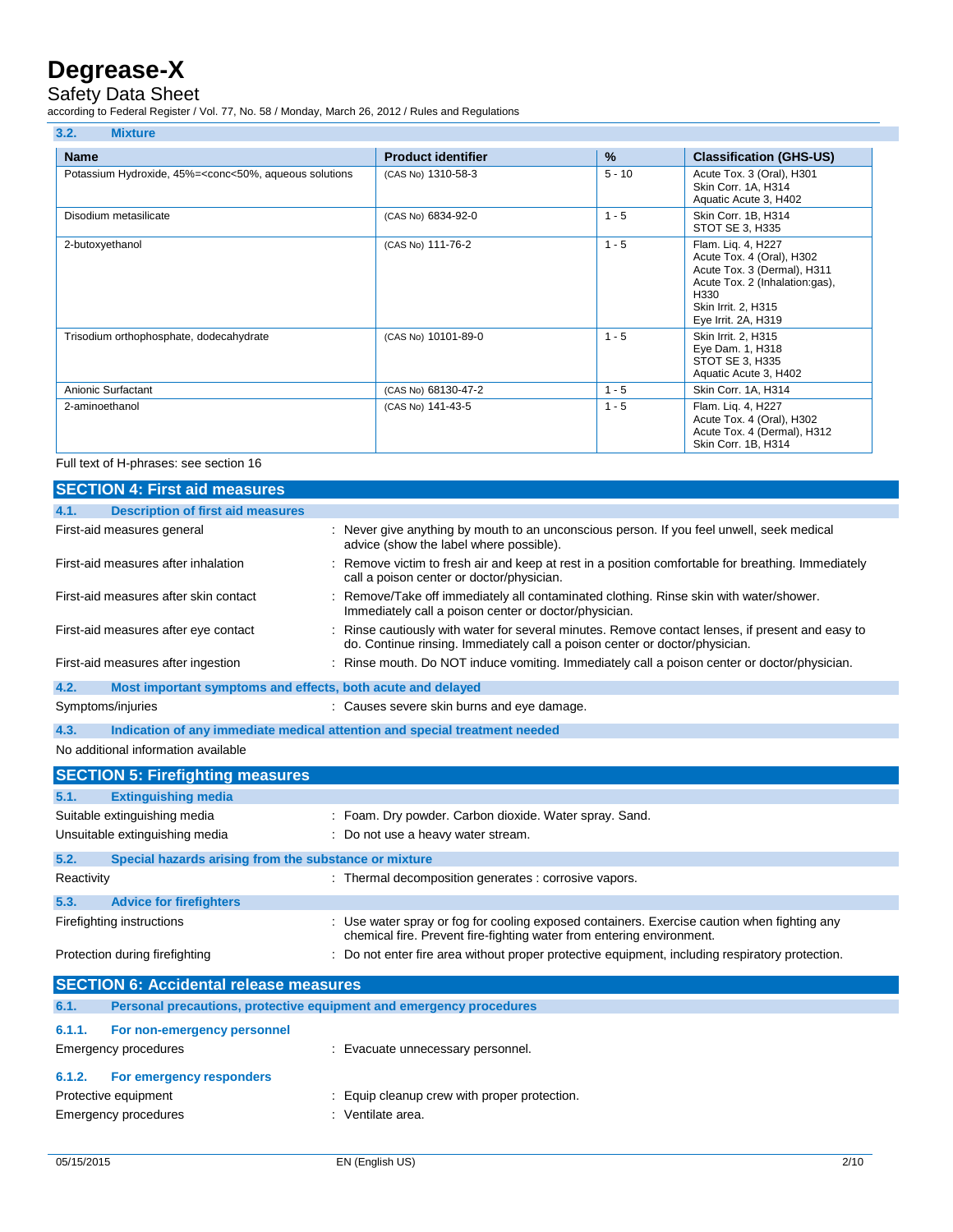### 3.2. Mixture

| Name | Product identifier | % | Classification (GHS-US) |
|---|---|---|---|
| Potassium Hydroxide, 45%=<conc<50%, aqueous solutions | (CAS No) 1310-58-3 | 5 - 10 | Acute Tox. 3 (Oral), H301<br>Skin Corr. 1A, H314<br>Aquatic Acute 3, H402 |
| Disodium metasilicate | (CAS No) 6834-92-0 | 1 - 5 | Skin Corr. 1B, H314<br>STOT SE 3, H335 |
| 2-butoxyethanol | (CAS No) 111-76-2 | 1 - 5 | Flam. Liq. 4, H227<br>Acute Tox. 4 (Oral), H302<br>Acute Tox. 3 (Dermal), H311<br>Acute Tox. 2 (Inhalation:gas), H330<br>Skin Irrit. 2, H315<br>Eye Irrit. 2A, H319 |
| Trisodium orthophosphate, dodecahydrate | (CAS No) 10101-89-0 | 1 - 5 | Skin Irrit. 2, H315<br>Eye Dam. 1, H318<br>STOT SE 3, H335<br>Aquatic Acute 3, H402 |
| Anionic Surfactant | (CAS No) 68130-47-2 | 1 - 5 | Skin Corr. 1A, H314 |
| 2-aminoethanol | (CAS No) 141-43-5 | 1 - 5 | Flam. Liq. 4, H227<br>Acute Tox. 4 (Oral), H302<br>Acute Tox. 4 (Dermal), H312<br>Skin Corr. 1B, H314 |

Full text of H-phrases: see section 16

## SECTION 4: First aid measures

### 4.1. Description of first aid measures

First-aid measures general : Never give anything by mouth to an unconscious person. If you feel unwell, seek medical advice (show the label where possible).

First-aid measures after inhalation : Remove victim to fresh air and keep at rest in a position comfortable for breathing. Immediately call a poison center or doctor/physician.

First-aid measures after skin contact : Remove/Take off immediately all contaminated clothing. Rinse skin with water/shower. Immediately call a poison center or doctor/physician.

First-aid measures after eye contact : Rinse cautiously with water for several minutes. Remove contact lenses, if present and easy to do. Continue rinsing. Immediately call a poison center or doctor/physician.

First-aid measures after ingestion : Rinse mouth. Do NOT induce vomiting. Immediately call a poison center or doctor/physician.

### 4.2. Most important symptoms and effects, both acute and delayed

Symptoms/injuries : Causes severe skin burns and eye damage.

### 4.3. Indication of any immediate medical attention and special treatment needed

No additional information available

## SECTION 5: Firefighting measures

### 5.1. Extinguishing media

Suitable extinguishing media : Foam. Dry powder. Carbon dioxide. Water spray. Sand.

Unsuitable extinguishing media : Do not use a heavy water stream.

### 5.2. Special hazards arising from the substance or mixture

Reactivity : Thermal decomposition generates : corrosive vapors.

### 5.3. Advice for firefighters

Firefighting instructions : Use water spray or fog for cooling exposed containers. Exercise caution when fighting any chemical fire. Prevent fire-fighting water from entering environment.

Protection during firefighting : Do not enter fire area without proper protective equipment, including respiratory protection.

## SECTION 6: Accidental release measures

### 6.1. Personal precautions, protective equipment and emergency procedures

#### 6.1.1. For non-emergency personnel

Emergency procedures : Evacuate unnecessary personnel.

#### 6.1.2. For emergency responders

Protective equipment : Equip cleanup crew with proper protection.

Emergency procedures : Ventilate area.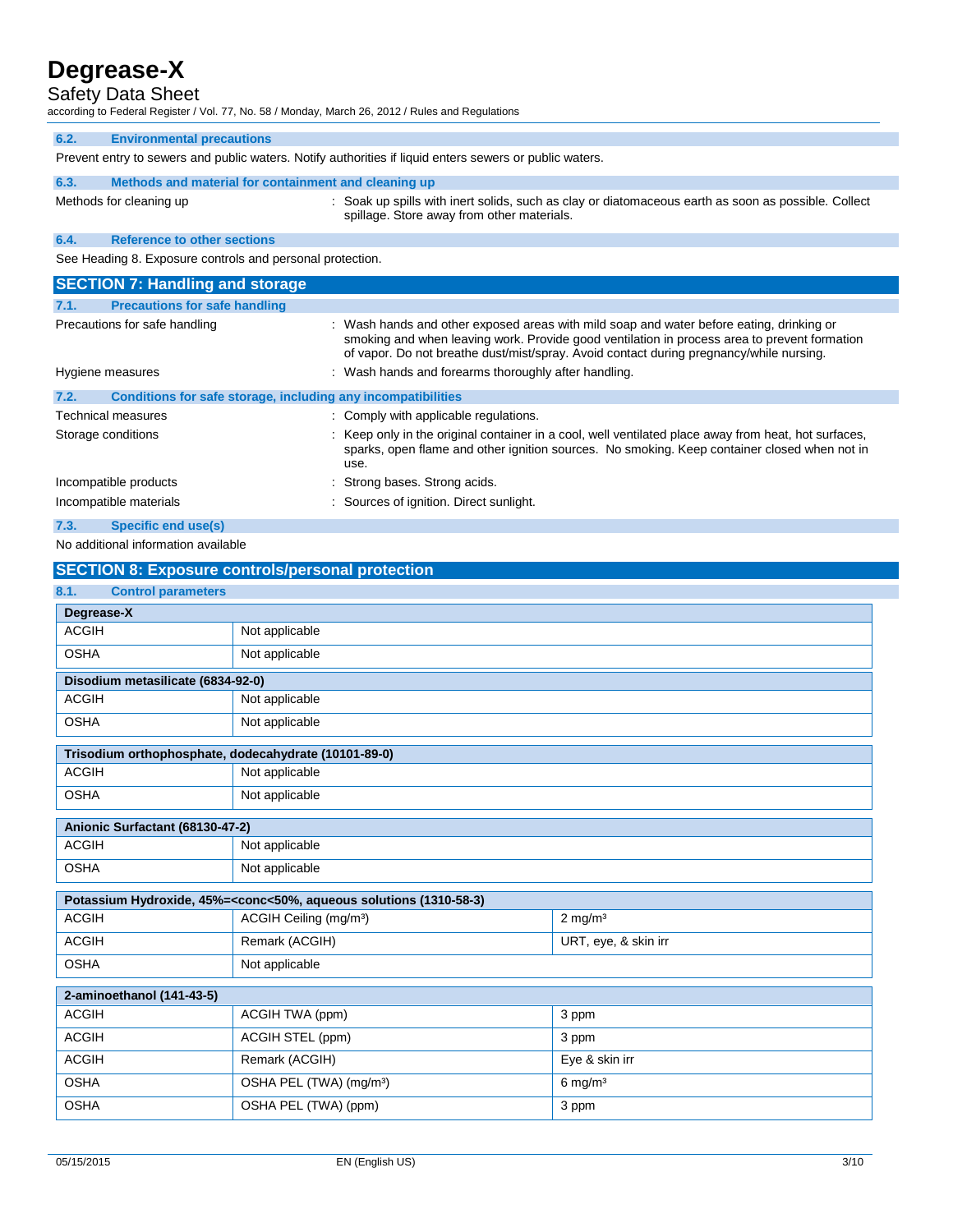### 6.2. Environmental precautions

Prevent entry to sewers and public waters. Notify authorities if liquid enters sewers or public waters.

### 6.3. Methods and material for containment and cleaning up

Methods for cleaning up : Soak up spills with inert solids, such as clay or diatomaceous earth as soon as possible. Collect spillage. Store away from other materials.

### 6.4. Reference to other sections

See Heading 8. Exposure controls and personal protection.

## SECTION 7: Handling and storage

### 7.1. Precautions for safe handling

Precautions for safe handling : Wash hands and other exposed areas with mild soap and water before eating, drinking or smoking and when leaving work. Provide good ventilation in process area to prevent formation of vapor. Do not breathe dust/mist/spray. Avoid contact during pregnancy/while nursing.

Hygiene measures : Wash hands and forearms thoroughly after handling.

### 7.2. Conditions for safe storage, including any incompatibilities

Technical measures : Comply with applicable regulations.

Storage conditions : Keep only in the original container in a cool, well ventilated place away from heat, hot surfaces, sparks, open flame and other ignition sources. No smoking. Keep container closed when not in use.

Incompatible products : Strong bases. Strong acids.

Incompatible materials : Sources of ignition. Direct sunlight.

### 7.3. Specific end use(s)

No additional information available

## SECTION 8: Exposure controls/personal protection

### 8.1. Control parameters

| Degrease-X | |
|---|---|
| ACGIH | Not applicable |
| OSHA | Not applicable |

| Disodium metasilicate (6834-92-0) | |
|---|---|
| ACGIH | Not applicable |
| OSHA | Not applicable |

| Trisodium orthophosphate, dodecahydrate (10101-89-0) | |
|---|---|
| ACGIH | Not applicable |
| OSHA | Not applicable |

| Anionic Surfactant (68130-47-2) | |
|---|---|
| ACGIH | Not applicable |
| OSHA | Not applicable |

| Potassium Hydroxide, 45%=<conc<50%, aqueous solutions (1310-58-3) | | |
|---|---|---|
| ACGIH | ACGIH Ceiling (mg/m³) | 2 mg/m³ |
| ACGIH | Remark (ACGIH) | URT, eye, & skin irr |
| OSHA | Not applicable | |

| 2-aminoethanol (141-43-5) | | |
|---|---|---|
| ACGIH | ACGIH TWA (ppm) | 3 ppm |
| ACGIH | ACGIH STEL (ppm) | 3 ppm |
| ACGIH | Remark (ACGIH) | Eye & skin irr |
| OSHA | OSHA PEL (TWA) (mg/m³) | 6 mg/m³ |
| OSHA | OSHA PEL (TWA) (ppm) | 3 ppm |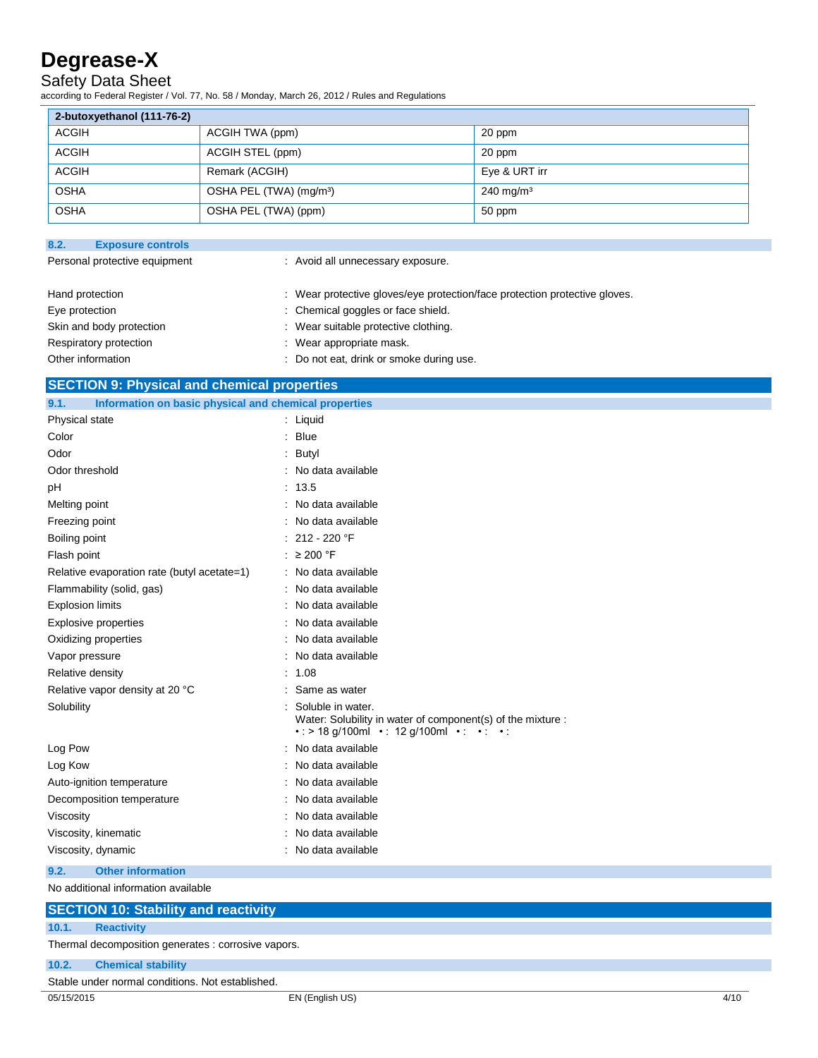| 2-butoxyethanol (111-76-2) | | |
|---|---|---|
| ACGIH | ACGIH TWA (ppm) | 20 ppm |
| ACGIH | ACGIH STEL (ppm) | 20 ppm |
| ACGIH | Remark (ACGIH) | Eye & URT irr |
| OSHA | OSHA PEL (TWA) (mg/m³) | 240 mg/m³ |
| OSHA | OSHA PEL (TWA) (ppm) | 50 ppm |

### 8.2. Exposure controls

Personal protective equipment : Avoid all unnecessary exposure.

Hand protection : Wear protective gloves/eye protection/face protection protective gloves.

Eye protection : Chemical goggles or face shield.

Skin and body protection : Wear suitable protective clothing.

Respiratory protection : Wear appropriate mask.

Other information : Do not eat, drink or smoke during use.

## SECTION 9: Physical and chemical properties

### 9.1. Information on basic physical and chemical properties

Physical state : Liquid

Color : Blue

Odor : Butyl

Odor threshold : No data available

pH : 13.5

Melting point : No data available

Freezing point : No data available

Boiling point : 212 - 220 °F

Flash point : ≥ 200 °F

Relative evaporation rate (butyl acetate=1) : No data available

Flammability (solid, gas) : No data available

Explosion limits : No data available

Explosive properties : No data available

Oxidizing properties : No data available

Vapor pressure : No data available

Relative density : 1.08

Relative vapor density at 20 °C : Same as water

Solubility : Soluble in water.
Water: Solubility in water of component(s) of the mixture :
• : > 18 g/100ml • : 12 g/100ml • : • : • :

Log Pow : No data available

Log Kow : No data available

Auto-ignition temperature : No data available

Decomposition temperature : No data available

Viscosity : No data available

Viscosity, kinematic : No data available

Viscosity, dynamic : No data available

### 9.2. Other information

No additional information available

## SECTION 10: Stability and reactivity

### 10.1. Reactivity

Thermal decomposition generates : corrosive vapors.

### 10.2. Chemical stability

Stable under normal conditions. Not established.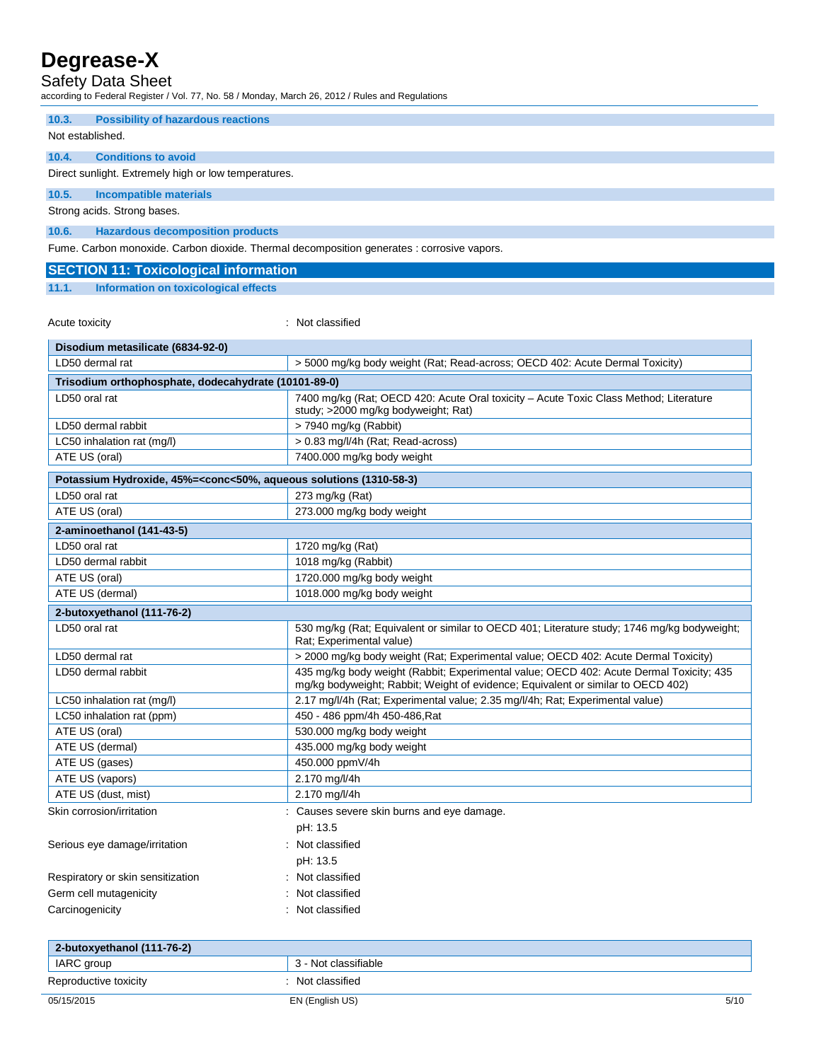### 10.3. Possibility of hazardous reactions

Not established.

### 10.4. Conditions to avoid

Direct sunlight. Extremely high or low temperatures.

### 10.5. Incompatible materials

Strong acids. Strong bases.

### 10.6. Hazardous decomposition products

Fume. Carbon monoxide. Carbon dioxide. Thermal decomposition generates : corrosive vapors.

## SECTION 11: Toxicological information

### 11.1. Information on toxicological effects

Acute toxicity : Not classified

| **Disodium metasilicate (6834-92-0)** | |
|---|---|
| LD50 dermal rat | > 5000 mg/kg body weight (Rat; Read-across; OECD 402: Acute Dermal Toxicity) |
| **Trisodium orthophosphate, dodecahydrate (10101-89-0)** | |
| LD50 oral rat | 7400 mg/kg (Rat; OECD 420: Acute Oral toxicity – Acute Toxic Class Method; Literature study; >2000 mg/kg bodyweight; Rat) |
| LD50 dermal rabbit | > 7940 mg/kg (Rabbit) |
| LC50 inhalation rat (mg/l) | > 0.83 mg/l/4h (Rat; Read-across) |
| ATE US (oral) | 7400.000 mg/kg body weight |
| **Potassium Hydroxide, 45%=<conc<50%, aqueous solutions (1310-58-3)** | |
| LD50 oral rat | 273 mg/kg (Rat) |
| ATE US (oral) | 273.000 mg/kg body weight |
| **2-aminoethanol (141-43-5)** | |
| LD50 oral rat | 1720 mg/kg (Rat) |
| LD50 dermal rabbit | 1018 mg/kg (Rabbit) |
| ATE US (oral) | 1720.000 mg/kg body weight |
| ATE US (dermal) | 1018.000 mg/kg body weight |
| **2-butoxyethanol (111-76-2)** | |
| LD50 oral rat | 530 mg/kg (Rat; Equivalent or similar to OECD 401; Literature study; 1746 mg/kg bodyweight; Rat; Experimental value) |
| LD50 dermal rat | > 2000 mg/kg body weight (Rat; Experimental value; OECD 402: Acute Dermal Toxicity) |
| LD50 dermal rabbit | 435 mg/kg body weight (Rabbit; Experimental value; OECD 402: Acute Dermal Toxicity; 435 mg/kg bodyweight; Rabbit; Weight of evidence; Equivalent or similar to OECD 402) |
| LC50 inhalation rat (mg/l) | 2.17 mg/l/4h (Rat; Experimental value; 2.35 mg/l/4h; Rat; Experimental value) |
| LC50 inhalation rat (ppm) | 450 - 486 ppm/4h 450-486,Rat |
| ATE US (oral) | 530.000 mg/kg body weight |
| ATE US (dermal) | 435.000 mg/kg body weight |
| ATE US (gases) | 450.000 ppmV/4h |
| ATE US (vapors) | 2.170 mg/l/4h |
| ATE US (dust, mist) | 2.170 mg/l/4h |

Skin corrosion/irritation : Causes severe skin burns and eye damage.
pH: 13.5

Serious eye damage/irritation : Not classified
pH: 13.5

Respiratory or skin sensitization : Not classified

Germ cell mutagenicity : Not classified

Carcinogenicity : Not classified

| **2-butoxyethanol (111-76-2)** | |
|---|---|
| IARC group | 3 - Not classifiable |

Reproductive toxicity : Not classified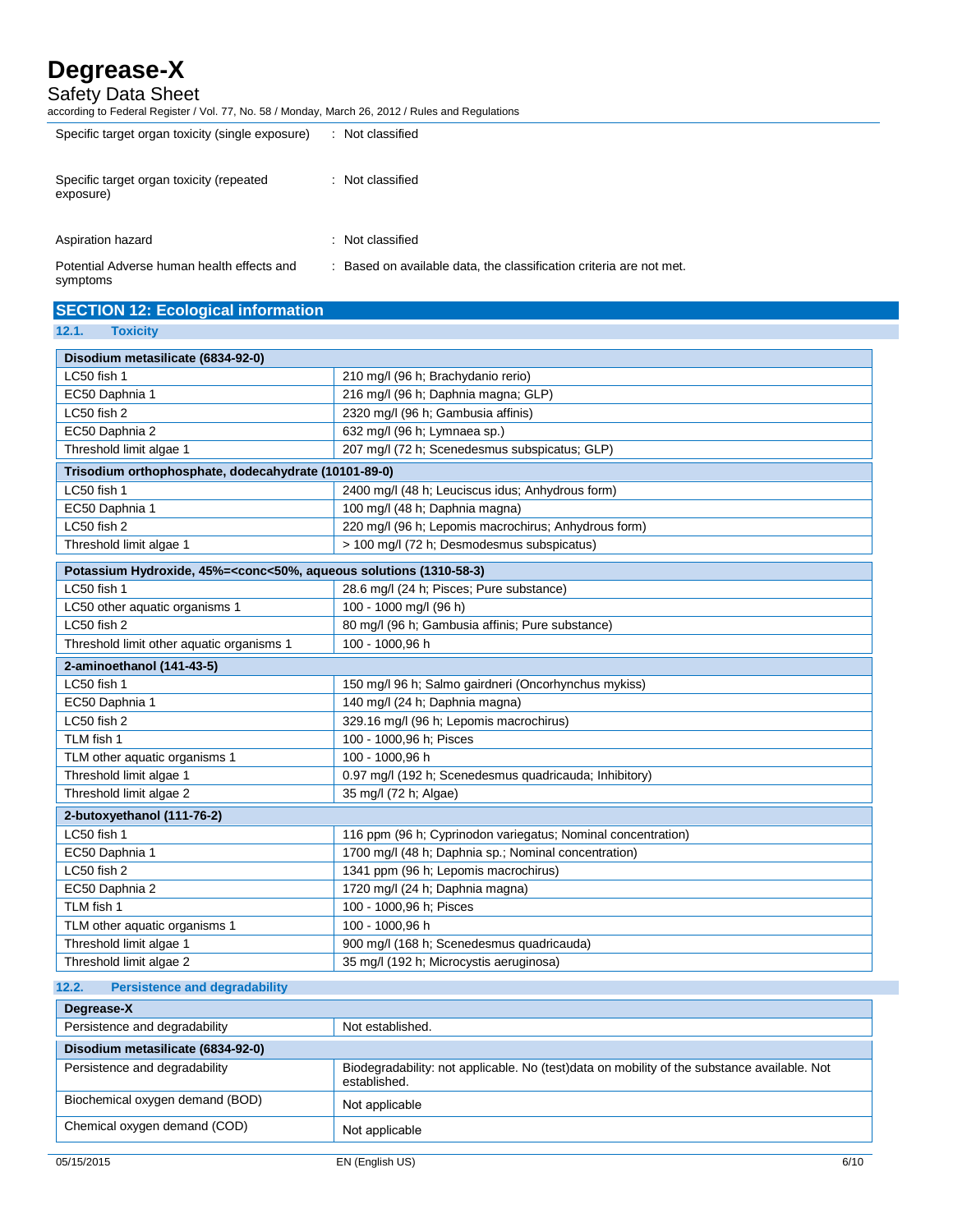| | |
|---|---|
| Specific target organ toxicity (single exposure) | : Not classified |
| Specific target organ toxicity (repeated exposure) | : Not classified |
| Aspiration hazard | : Not classified |
| Potential Adverse human health effects and symptoms | : Based on available data, the classification criteria are not met. |

## SECTION 12: Ecological information

### 12.1. Toxicity

| Disodium metasilicate (6834-92-0) | |
|---|---|
| LC50 fish 1 | 210 mg/l (96 h; Brachydanio rerio) |
| EC50 Daphnia 1 | 216 mg/l (96 h; Daphnia magna; GLP) |
| LC50 fish 2 | 2320 mg/l (96 h; Gambusia affinis) |
| EC50 Daphnia 2 | 632 mg/l (96 h; Lymnaea sp.) |
| Threshold limit algae 1 | 207 mg/l (72 h; Scenedesmus subspicatus; GLP) |

| Trisodium orthophosphate, dodecahydrate (10101-89-0) | |
|---|---|
| LC50 fish 1 | 2400 mg/l (48 h; Leuciscus idus; Anhydrous form) |
| EC50 Daphnia 1 | 100 mg/l (48 h; Daphnia magna) |
| LC50 fish 2 | 220 mg/l (96 h; Lepomis macrochirus; Anhydrous form) |
| Threshold limit algae 1 | > 100 mg/l (72 h; Desmodesmus subspicatus) |

| Potassium Hydroxide, 45%=<conc<50%, aqueous solutions (1310-58-3) | |
|---|---|
| LC50 fish 1 | 28.6 mg/l (24 h; Pisces; Pure substance) |
| LC50 other aquatic organisms 1 | 100 - 1000 mg/l (96 h) |
| LC50 fish 2 | 80 mg/l (96 h; Gambusia affinis; Pure substance) |
| Threshold limit other aquatic organisms 1 | 100 - 1000,96 h |

| 2-aminoethanol (141-43-5) | |
|---|---|
| LC50 fish 1 | 150 mg/l 96 h; Salmo gairdneri (Oncorhynchus mykiss) |
| EC50 Daphnia 1 | 140 mg/l (24 h; Daphnia magna) |
| LC50 fish 2 | 329.16 mg/l (96 h; Lepomis macrochirus) |
| TLM fish 1 | 100 - 1000,96 h; Pisces |
| TLM other aquatic organisms 1 | 100 - 1000,96 h |
| Threshold limit algae 1 | 0.97 mg/l (192 h; Scenedesmus quadricauda; Inhibitory) |
| Threshold limit algae 2 | 35 mg/l (72 h; Algae) |

| 2-butoxyethanol (111-76-2) | |
|---|---|
| LC50 fish 1 | 116 ppm (96 h; Cyprinodon variegatus; Nominal concentration) |
| EC50 Daphnia 1 | 1700 mg/l (48 h; Daphnia sp.; Nominal concentration) |
| LC50 fish 2 | 1341 ppm (96 h; Lepomis macrochirus) |
| EC50 Daphnia 2 | 1720 mg/l (24 h; Daphnia magna) |
| TLM fish 1 | 100 - 1000,96 h; Pisces |
| TLM other aquatic organisms 1 | 100 - 1000,96 h |
| Threshold limit algae 1 | 900 mg/l (168 h; Scenedesmus quadricauda) |
| Threshold limit algae 2 | 35 mg/l (192 h; Microcystis aeruginosa) |

### 12.2. Persistence and degradability

| Degrease-X | |
|---|---|
| Persistence and degradability | Not established. |

| Disodium metasilicate (6834-92-0) | |
|---|---|
| Persistence and degradability | Biodegradability: not applicable. No (test)data on mobility of the substance available. Not established. |
| Biochemical oxygen demand (BOD) | Not applicable |
| Chemical oxygen demand (COD) | Not applicable |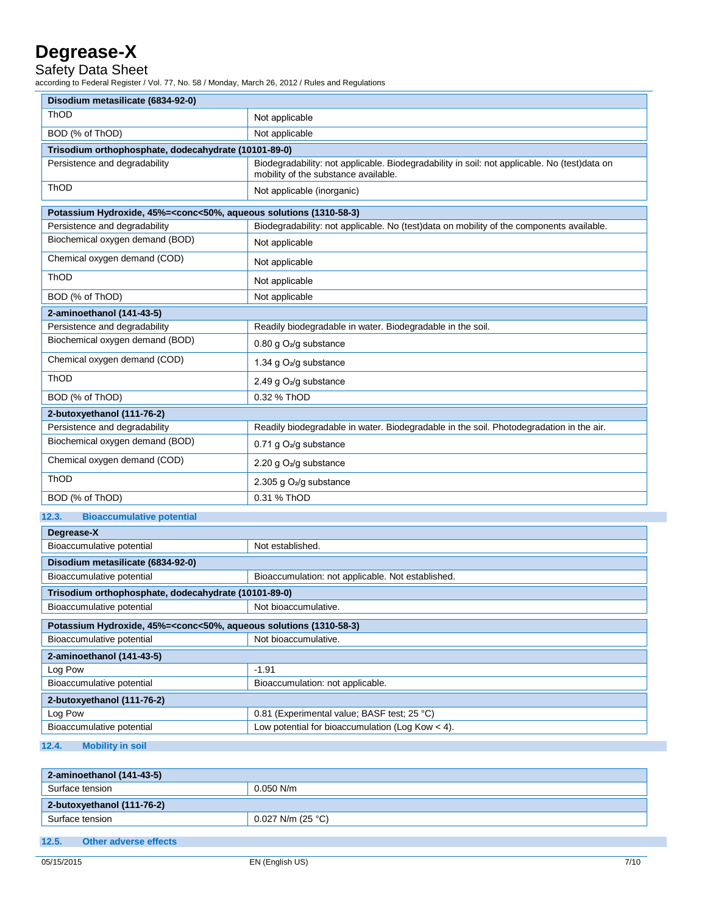| Disodium metasilicate (6834-92-0) | |
|---|---|
| ThOD | Not applicable |
| BOD (% of ThOD) | Not applicable |

| Trisodium orthophosphate, dodecahydrate (10101-89-0) | |
|---|---|
| Persistence and degradability | Biodegradability: not applicable. Biodegradability in soil: not applicable. No (test)data on mobility of the substance available. |
| ThOD | Not applicable (inorganic) |

| Potassium Hydroxide, 45%=<conc<50%, aqueous solutions (1310-58-3) | |
|---|---|
| Persistence and degradability | Biodegradability: not applicable. No (test)data on mobility of the components available. |
| Biochemical oxygen demand (BOD) | Not applicable |
| Chemical oxygen demand (COD) | Not applicable |
| ThOD | Not applicable |
| BOD (% of ThOD) | Not applicable |

| 2-aminoethanol (141-43-5) | |
|---|---|
| Persistence and degradability | Readily biodegradable in water. Biodegradable in the soil. |
| Biochemical oxygen demand (BOD) | 0.80 g $O_2$/g substance |
| Chemical oxygen demand (COD) | 1.34 g $O_2$/g substance |
| ThOD | 2.49 g $O_2$/g substance |
| BOD (% of ThOD) | 0.32 % ThOD |

| 2-butoxyethanol (111-76-2) | |
|---|---|
| Persistence and degradability | Readily biodegradable in water. Biodegradable in the soil. Photodegradation in the air. |
| Biochemical oxygen demand (BOD) | 0.71 g $O_2$/g substance |
| Chemical oxygen demand (COD) | 2.20 g $O_2$/g substance |
| ThOD | 2.305 g $O_2$/g substance |
| BOD (% of ThOD) | 0.31 % ThOD |

## 12.3. Bioaccumulative potential

| Degrease-X | |
|---|---|
| Bioaccumulative potential | Not established. |

| Disodium metasilicate (6834-92-0) | |
|---|---|
| Bioaccumulative potential | Bioaccumulation: not applicable. Not established. |

| Trisodium orthophosphate, dodecahydrate (10101-89-0) | |
|---|---|
| Bioaccumulative potential | Not bioaccumulative. |

| Potassium Hydroxide, 45%=<conc<50%, aqueous solutions (1310-58-3) | |
|---|---|
| Bioaccumulative potential | Not bioaccumulative. |

| 2-aminoethanol (141-43-5) | |
|---|---|
| Log Pow | -1.91 |
| Bioaccumulative potential | Bioaccumulation: not applicable. |

| 2-butoxyethanol (111-76-2) | |
|---|---|
| Log Pow | 0.81 (Experimental value; BASF test; 25 °C) |
| Bioaccumulative potential | Low potential for bioaccumulation (Log Kow < 4). |

## 12.4. Mobility in soil

| 2-aminoethanol (141-43-5) | |
|---|---|
| Surface tension | 0.050 N/m |

| 2-butoxyethanol (111-76-2) | |
|---|---|
| Surface tension | 0.027 N/m (25 °C) |

## 12.5. Other adverse effects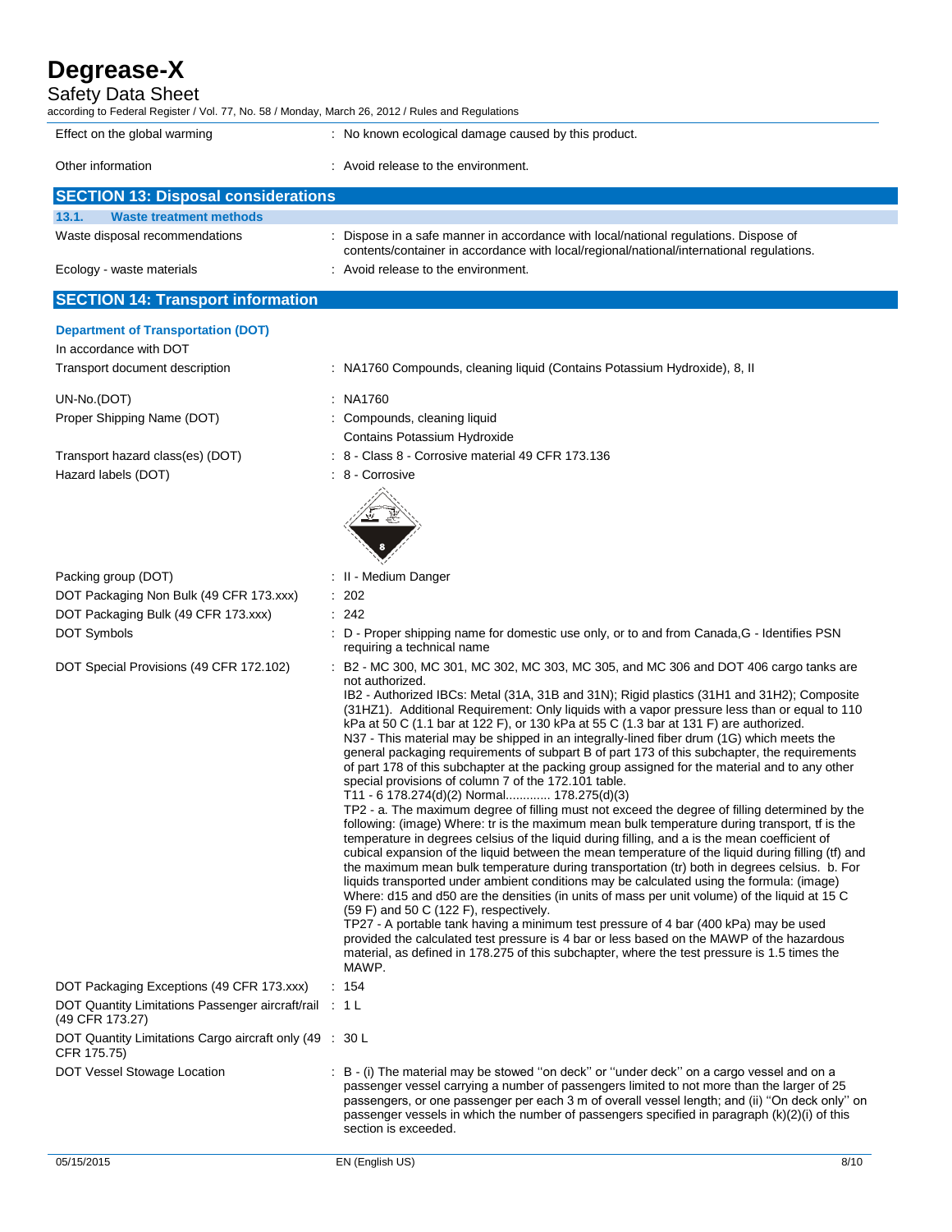| | |
|---|---|
| Effect on the global warming | : No known ecological damage caused by this product. |
| Other information | : Avoid release to the environment. |

## SECTION 13: Disposal considerations

### 13.1. Waste treatment methods

| | |
|---|---|
| Waste disposal recommendations | : Dispose in a safe manner in accordance with local/national regulations. Dispose of contents/container in accordance with local/regional/national/international regulations. |
| Ecology - waste materials | : Avoid release to the environment. |

## SECTION 14: Transport information

### Department of Transportation (DOT)

In accordance with DOT

| | |
|---|---|
| Transport document description | : NA1760 Compounds, cleaning liquid (Contains Potassium Hydroxide), 8, II |
| UN-No.(DOT) | : NA1760 |
| Proper Shipping Name (DOT) | : Compounds, cleaning liquid<br>Contains Potassium Hydroxide |
| Transport hazard class(es) (DOT) | : 8 - Class 8 - Corrosive material 49 CFR 173.136 |
| Hazard labels (DOT) | : 8 - Corrosive |
| Packing group (DOT) | : II - Medium Danger |
| DOT Packaging Non Bulk (49 CFR 173.xxx) | : 202 |
| DOT Packaging Bulk (49 CFR 173.xxx) | : 242 |
| DOT Symbols | : D - Proper shipping name for domestic use only, or to and from Canada,G - Identifies PSN requiring a technical name |
| DOT Special Provisions (49 CFR 172.102) | : B2 - MC 300, MC 301, MC 302, MC 303, MC 305, and MC 306 and DOT 406 cargo tanks are not authorized.<br>IB2 - Authorized IBCs: Metal (31A, 31B and 31N); Rigid plastics (31H1 and 31H2); Composite (31HZ1). Additional Requirement: Only liquids with a vapor pressure less than or equal to 110 kPa at 50 C (1.1 bar at 122 F), or 130 kPa at 55 C (1.3 bar at 131 F) are authorized.<br>N37 - This material may be shipped in an integrally-lined fiber drum (1G) which meets the general packaging requirements of subpart B of part 173 of this subchapter, the requirements of part 178 of this subchapter at the packing group assigned for the material and to any other special provisions of column 7 of the 172.101 table.<br>T11 - 6 178.274(d)(2) Normal............ 178.275(d)(3)<br>TP2 - a. The maximum degree of filling must not exceed the degree of filling determined by the following: (image) Where: tr is the maximum mean bulk temperature during transport, tf is the temperature in degrees celsius of the liquid during filling, and a is the mean coefficient of cubical expansion of the liquid between the mean temperature of the liquid during filling (tf) and the maximum mean bulk temperature during transportation (tr) both in degrees celsius. b. For liquids transported under ambient conditions may be calculated using the formula: (image) Where: d15 and d50 are the densities (in units of mass per unit volume) of the liquid at 15 C (59 F) and 50 C (122 F), respectively.<br>TP27 - A portable tank having a minimum test pressure of 4 bar (400 kPa) may be used provided the calculated test pressure is 4 bar or less based on the MAWP of the hazardous material, as defined in 178.275 of this subchapter, where the test pressure is 1.5 times the MAWP. |
| DOT Packaging Exceptions (49 CFR 173.xxx) | : 154 |
| DOT Quantity Limitations Passenger aircraft/rail (49 CFR 173.27) | : 1 L |
| DOT Quantity Limitations Cargo aircraft only (49 CFR 175.75) | : 30 L |
| DOT Vessel Stowage Location | : B - (i) The material may be stowed ''on deck'' or ''under deck'' on a cargo vessel and on a passenger vessel carrying a number of passengers limited to not more than the larger of 25 passengers, or one passenger per each 3 m of overall vessel length; and (ii) ''On deck only'' on passenger vessels in which the number of passengers specified in paragraph (k)(2)(i) of this section is exceeded. |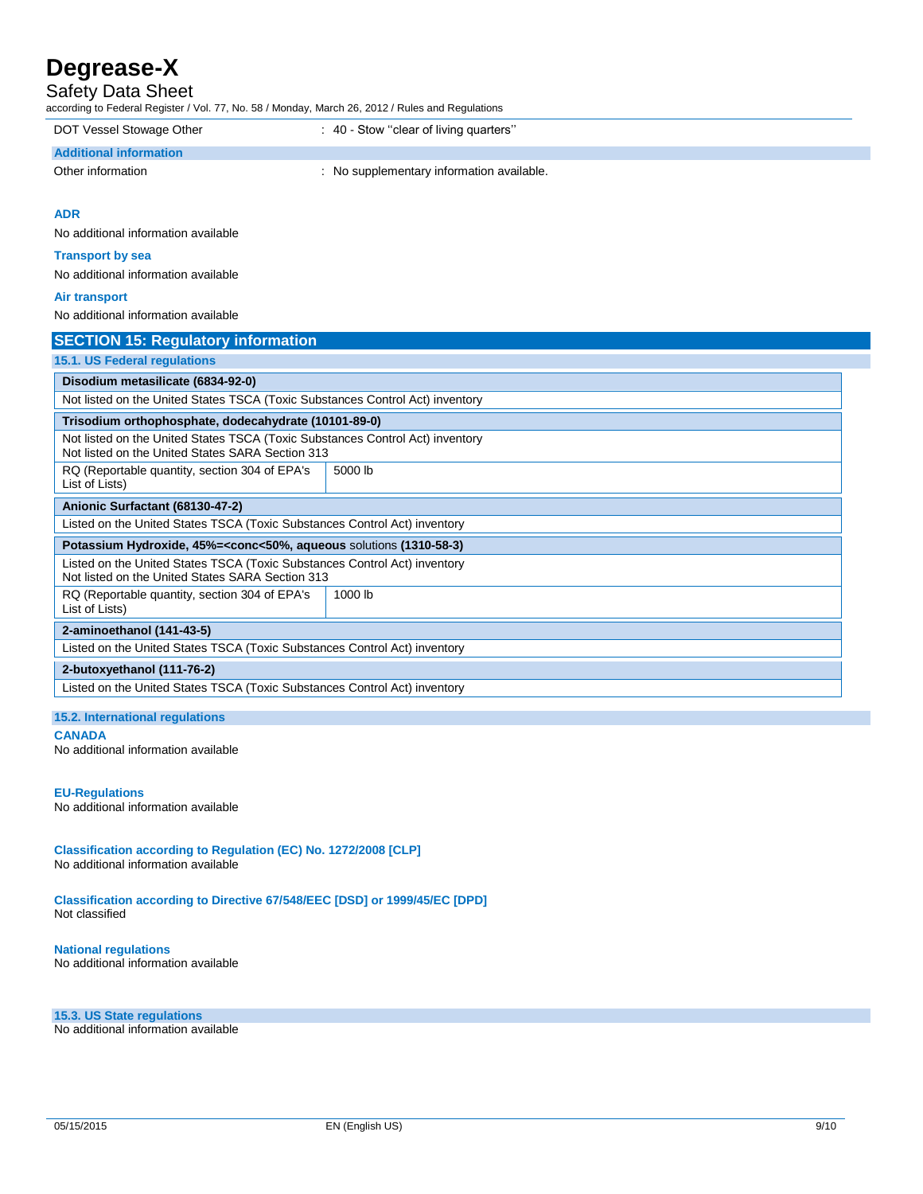| | |
|---|---|
| DOT Vessel Stowage Other | : 40 - Stow "clear of living quarters" |

**Additional information**

| | |
|---|---|
| Other information | : No supplementary information available. |

**ADR**

No additional information available

**Transport by sea**

No additional information available

**Air transport**

No additional information available

## SECTION 15: Regulatory information

### 15.1. US Federal regulations

| | |
|---|---|
| **Disodium metasilicate (6834-92-0)** | |
| Not listed on the United States TSCA (Toxic Substances Control Act) inventory | |
| **Trisodium orthophosphate, dodecahydrate (10101-89-0)** | |
| Not listed on the United States TSCA (Toxic Substances Control Act) inventory<br>Not listed on the United States SARA Section 313 | |
| RQ (Reportable quantity, section 304 of EPA's List of Lists) | 5000 lb |
| **Anionic Surfactant (68130-47-2)** | |
| Listed on the United States TSCA (Toxic Substances Control Act) inventory | |
| **Potassium Hydroxide, 45%=<conc<50%, aqueous** solutions **(1310-58-3)** | |
| Listed on the United States TSCA (Toxic Substances Control Act) inventory<br>Not listed on the United States SARA Section 313 | |
| RQ (Reportable quantity, section 304 of EPA's List of Lists) | 1000 lb |
| **2-aminoethanol (141-43-5)** | |
| Listed on the United States TSCA (Toxic Substances Control Act) inventory | |
| **2-butoxyethanol (111-76-2)** | |
| Listed on the United States TSCA (Toxic Substances Control Act) inventory | |

### 15.2. International regulations

**CANADA**

No additional information available

**EU-Regulations**

No additional information available

**Classification according to Regulation (EC) No. 1272/2008 [CLP]**

No additional information available

**Classification according to Directive 67/548/EEC [DSD] or 1999/45/EC [DPD]**

Not classified

**National regulations**

No additional information available

### 15.3. US State regulations

No additional information available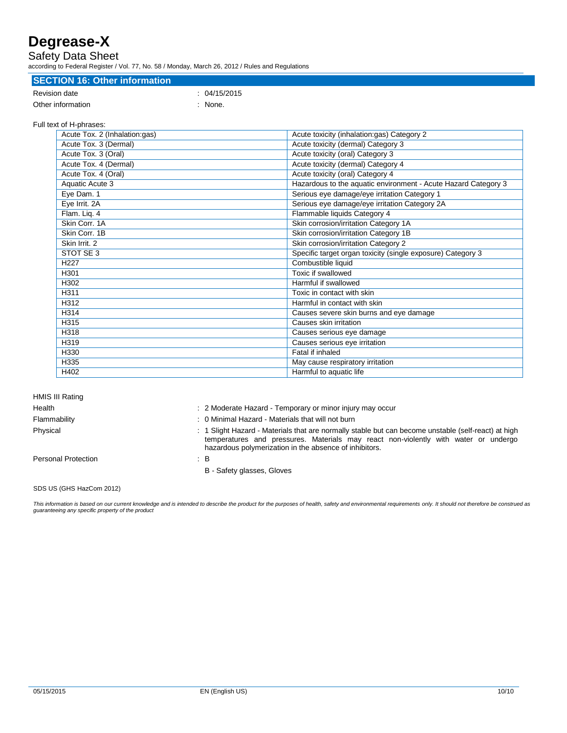## SECTION 16: Other information

Revision date : 04/15/2015

Other information : None.

Full text of H-phrases:

| | |
|---|---|
| Acute Tox. 2 (Inhalation:gas) | Acute toxicity (inhalation:gas) Category 2 |
| Acute Tox. 3 (Dermal) | Acute toxicity (dermal) Category 3 |
| Acute Tox. 3 (Oral) | Acute toxicity (oral) Category 3 |
| Acute Tox. 4 (Dermal) | Acute toxicity (dermal) Category 4 |
| Acute Tox. 4 (Oral) | Acute toxicity (oral) Category 4 |
| Aquatic Acute 3 | Hazardous to the aquatic environment - Acute Hazard Category 3 |
| Eye Dam. 1 | Serious eye damage/eye irritation Category 1 |
| Eye Irrit. 2A | Serious eye damage/eye irritation Category 2A |
| Flam. Liq. 4 | Flammable liquids Category 4 |
| Skin Corr. 1A | Skin corrosion/irritation Category 1A |
| Skin Corr. 1B | Skin corrosion/irritation Category 1B |
| Skin Irrit. 2 | Skin corrosion/irritation Category 2 |
| STOT SE 3 | Specific target organ toxicity (single exposure) Category 3 |
| H227 | Combustible liquid |
| H301 | Toxic if swallowed |
| H302 | Harmful if swallowed |
| H311 | Toxic in contact with skin |
| H312 | Harmful in contact with skin |
| H314 | Causes severe skin burns and eye damage |
| H315 | Causes skin irritation |
| H318 | Causes serious eye damage |
| H319 | Causes serious eye irritation |
| H330 | Fatal if inhaled |
| H335 | May cause respiratory irritation |
| H402 | Harmful to aquatic life |

HMIS III Rating

Health : 2 Moderate Hazard - Temporary or minor injury may occur

Flammability : 0 Minimal Hazard - Materials that will not burn

Physical : 1 Slight Hazard - Materials that are normally stable but can become unstable (self-react) at high temperatures and pressures. Materials may react non-violently with water or undergo hazardous polymerization in the absence of inhibitors.

Personal Protection : B

B - Safety glasses, Gloves

SDS US (GHS HazCom 2012)

*This information is based on our current knowledge and is intended to describe the product for the purposes of health, safety and environmental requirements only. It should not therefore be construed as guaranteeing any specific property of the product*